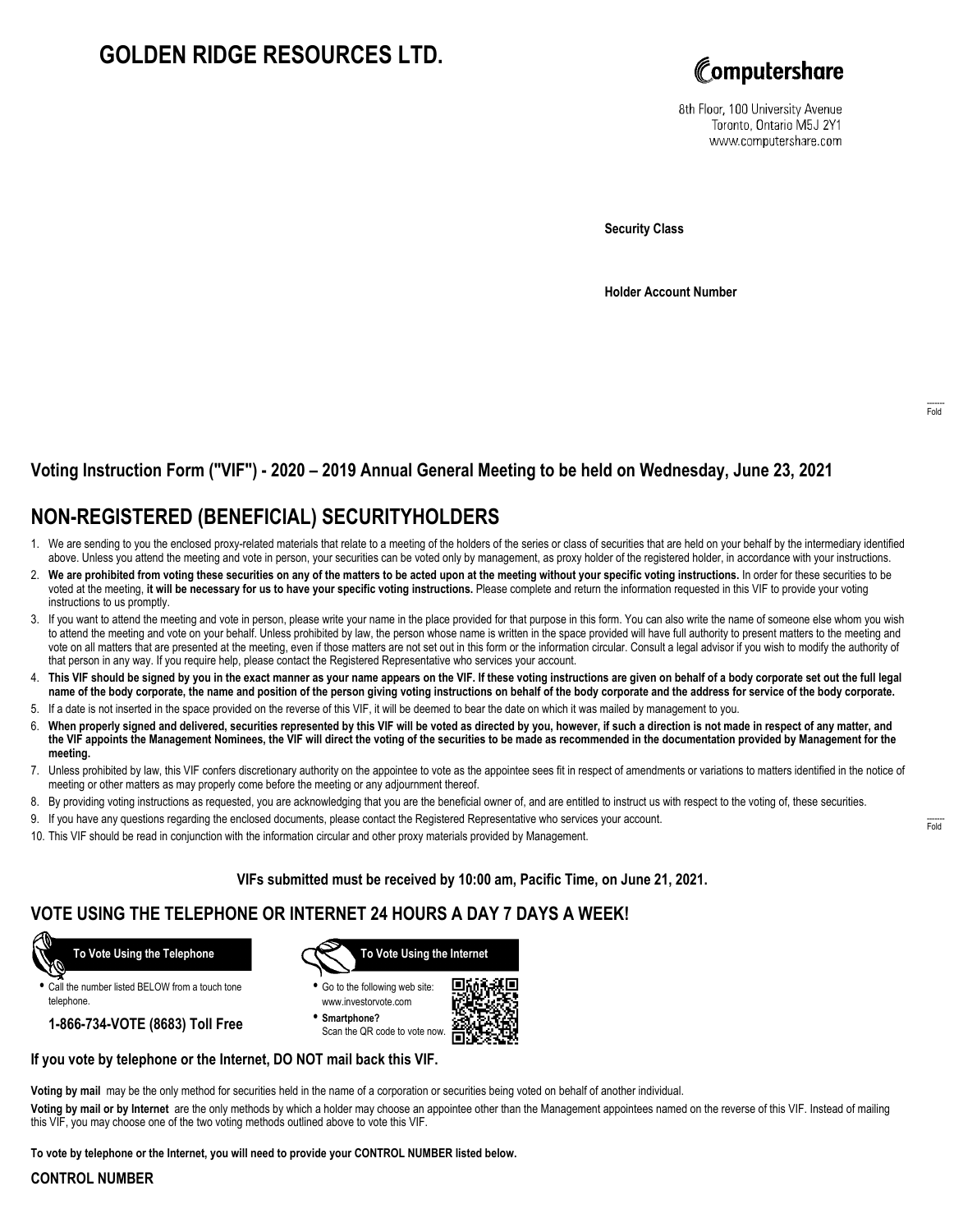# GOLDEN RIDGE RESOURCES LTD.

Computershare

8th Floor, 100 University Avenue
Toronto, Ontario M5J 2Y1
www.computershare.com

**Security Class**

**Holder Account Number**

Fold

## Voting Instruction Form ("VIF") - 2020 – 2019 Annual General Meeting to be held on Wednesday, June 23, 2021

## NON-REGISTERED (BENEFICIAL) SECURITYHOLDERS

1. We are sending to you the enclosed proxy-related materials that relate to a meeting of the holders of the series or class of securities that are held on your behalf by the intermediary identified above. Unless you attend the meeting and vote in person, your securities can be voted only by management, as proxy holder of the registered holder, in accordance with your instructions.
2. **We are prohibited from voting these securities on any of the matters to be acted upon at the meeting without your specific voting instructions.** In order for these securities to be voted at the meeting, **it will be necessary for us to have your specific voting instructions.** Please complete and return the information requested in this VIF to provide your voting instructions to us promptly.
3. If you want to attend the meeting and vote in person, please write your name in the place provided for that purpose in this form. You can also write the name of someone else whom you wish to attend the meeting and vote on your behalf. Unless prohibited by law, the person whose name is written in the space provided will have full authority to present matters to the meeting and vote on all matters that are presented at the meeting, even if those matters are not set out in this form or the information circular. Consult a legal advisor if you wish to modify the authority of that person in any way. If you require help, please contact the Registered Representative who services your account.
4. **This VIF should be signed by you in the exact manner as your name appears on the VIF. If these voting instructions are given on behalf of a body corporate set out the full legal name of the body corporate, the name and position of the person giving voting instructions on behalf of the body corporate and the address for service of the body corporate.**
5. If a date is not inserted in the space provided on the reverse of this VIF, it will be deemed to bear the date on which it was mailed by management to you.
6. **When properly signed and delivered, securities represented by this VIF will be voted as directed by you, however, if such a direction is not made in respect of any matter, and the VIF appoints the Management Nominees, the VIF will direct the voting of the securities to be made as recommended in the documentation provided by Management for the meeting.**
7. Unless prohibited by law, this VIF confers discretionary authority on the appointee to vote as the appointee sees fit in respect of amendments or variations to matters identified in the notice of meeting or other matters as may properly come before the meeting or any adjournment thereof.
8. By providing voting instructions as requested, you are acknowledging that you are the beneficial owner of, and are entitled to instruct us with respect to the voting of, these securities.
9. If you have any questions regarding the enclosed documents, please contact the Registered Representative who services your account.
10. This VIF should be read in conjunction with the information circular and other proxy materials provided by Management.

Fold

**VIFs submitted must be received by 10:00 am, Pacific Time, on June 21, 2021.**

## VOTE USING THE TELEPHONE OR INTERNET 24 HOURS A DAY 7 DAYS A WEEK!

**To Vote Using the Telephone**

- Call the number listed BELOW from a touch tone telephone.

**1-866-734-VOTE (8683) Toll Free**

**To Vote Using the Internet**

- Go to the following web site: www.investorvote.com
- **Smartphone?** Scan the QR code to vote now.

**If you vote by telephone or the Internet, DO NOT mail back this VIF.**

**Voting by mail** may be the only method for securities held in the name of a corporation or securities being voted on behalf of another individual.

**Voting by mail or by Internet** are the only methods by which a holder may choose an appointee other than the Management appointees named on the reverse of this VIF. Instead of mailing this VIF, you may choose one of the two voting methods outlined above to vote this VIF.

**To vote by telephone or the Internet, you will need to provide your CONTROL NUMBER listed below.**

**CONTROL NUMBER**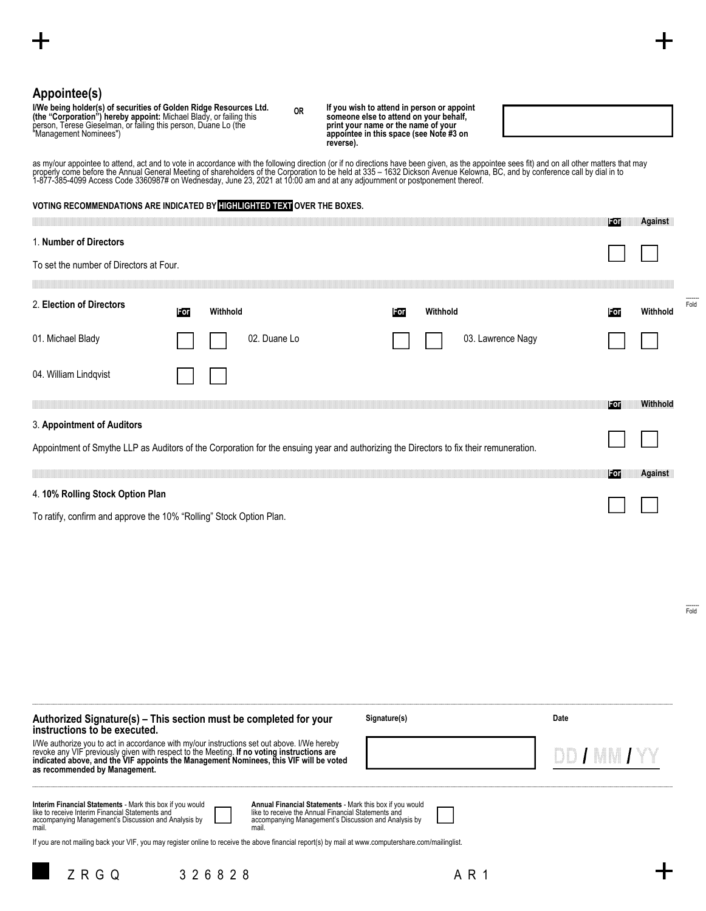## Appointee(s)

**I/We being holder(s) of securities of Golden Ridge Resources Ltd. (the "Corporation") hereby appoint:** Michael Blady, or failing this person, Terese Gieselman, or failing this person, Duane Lo (the "Management Nominees")

**OR**

**If you wish to attend in person or appoint someone else to attend on your behalf, print your name or the name of your appointee in this space (see Note #3 on reverse).**

as my/our appointee to attend, act and to vote in accordance with the following direction (or if no directions have been given, as the appointee sees fit) and on all other matters that may properly come before the Annual General Meeting of shareholders of the Corporation to be held at 335 – 1632 Dickson Avenue Kelowna, BC, and by conference call by dial in to 1-877-385-4099 Access Code 3360987# on Wednesday, June 23, 2021 at 10:00 am and at any adjournment or postponement thereof.

**VOTING RECOMMENDATIONS ARE INDICATED BY HIGHLIGHTED TEXT OVER THE BOXES.**

| | For | Against |
|---|---|---|
| 1. **Number of Directors**<br>To set the number of Directors at Four. | ☐ | ☐ |

2. **Election of Directors**

| | For | Withhold | | For | Withhold | | For | Withhold |
|---|---|---|---|---|---|---|---|---|
| 01. Michael Blady | ☐ | ☐ | 02. Duane Lo | ☐ | ☐ | 03. Lawrence Nagy | ☐ | ☐ |
| 04. William Lindqvist | ☐ | ☐ | | | | | | |

| | For | Withhold |
|---|---|---|
| 3. **Appointment of Auditors**<br>Appointment of Smythe LLP as Auditors of the Corporation for the ensuing year and authorizing the Directors to fix their remuneration. | ☐ | ☐ |

| | For | Against |
|---|---|---|
| 4. **10% Rolling Stock Option Plan**<br>To ratify, confirm and approve the 10% "Rolling" Stock Option Plan. | ☐ | ☐ |

Fold

Fold

### Authorized Signature(s) – This section must be completed for your instructions to be executed.

I/We authorize you to act in accordance with my/our instructions set out above. I/We hereby revoke any VIF previously given with respect to the Meeting. **If no voting instructions are indicated above, and the VIF appoints the Management Nominees, this VIF will be voted as recommended by Management.**

Signature(s)

Date

DD / MM / YY

**Interim Financial Statements** - Mark this box if you would like to receive Interim Financial Statements and accompanying Management's Discussion and Analysis by mail. ☐

**Annual Financial Statements** - Mark this box if you would like to receive the Annual Financial Statements and accompanying Management's Discussion and Analysis by mail. ☐

If you are not mailing back your VIF, you may register online to receive the above financial report(s) by mail at www.computershare.com/mailinglist.

Z R G Q 3 2 6 8 2 8 A R 1